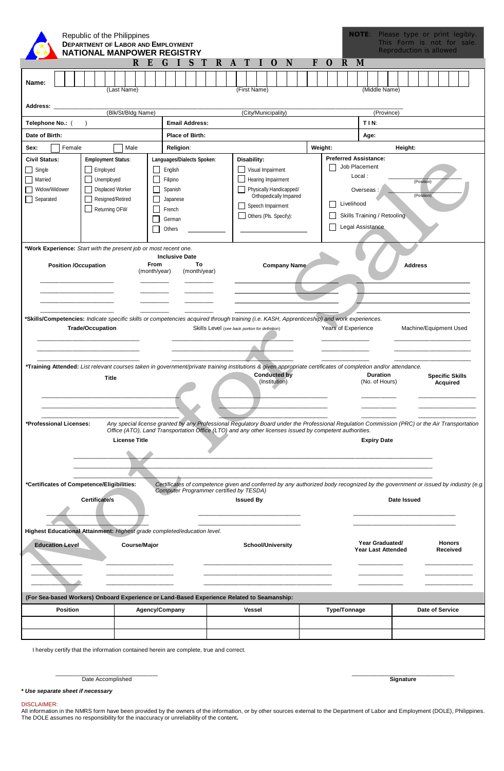Republic of the Philippines
**DEPARTMENT OF LABOR AND EMPLOYMENT**
**NATIONAL MANPOWER REGISTRY**

**NOTE:** Please type or print legibly. This Form is not for sale. Reproduction is allowed

# REGISTRATION FORM

**Name:** (Last Name) (First Name) (Middle Name)

**Address:** ______________________ (Blk/St/Bldg Name) (City/Municipality) (Province)

| **Telephone No.:** ( ) | **Email Address:** | **T I N:** |
|---|---|---|
| **Date of Birth:** | **Place of Birth:** | **Age:** |
| **Sex:** ☐ Female ☐ Male | **Religion:** | **Weight:** **Height:** |

| **Civil Status:** | **Employment Status:** | **Languages/Dialects Spoken:** | **Disability:** | **Preferred Assistance:** |
|---|---|---|---|---|
| ☐ Single | ☐ Employed | ☐ English | ☐ Visual Impairment | ☐ Job Placement |
| ☐ Married | ☐ Unemployed | ☐ Filipino | ☐ Hearing Impairment | Local : ________ (Position) |
| ☐ Widow/Widower | ☐ Displaced Worker | ☐ Spanish | ☐ Physically Handicapped/ Orthopedically Impaired | Overseas : ________ (Position) |
| ☐ Separated | ☐ Resigned/Retired | ☐ Japanese | ☐ Speech Impairment | ☐ Livelihood |
| | ☐ Returning OFW | ☐ French | ☐ Others (Pls. Specify): ________ | ☐ Skills Training / Retooling |
| | | ☐ German | | ☐ Legal Assistance |
| | | ☐ Others ________ | | |

***Work Experience:** *Start with the present job or most recent one.*

| Position /Occupation | Inclusive Date From (month/year) | Inclusive Date To (month/year) | Company Name | Address |
|---|---|---|---|---|
| | | | | |
| | | | | |
| | | | | |

***Skills/Competencies:** *Indicate specific skills or competencies acquired through training (i.e. KASH, Apprenticeship) and work experiences.*

| Trade/Occupation | Skills Level (see back portion for definition) | Years of Experience | Machine/Equipment Used |
|---|---|---|---|
| | | | |
| | | | |
| | | | |

***Training Attended:** *List relevant courses taken in government/private training institutions & given appropriate certificates of completion and/or attendance.*

| Title | Conducted by (Institution) | Duration (No. of Hours) | Specific Skills Acquired |
|---|---|---|---|
| | | | |
| | | | |
| | | | |

***Professional Licenses:** *Any special license granted by any Professional Regulatory Board under the Professional Regulation Commission (PRC) or the Air Transportation Office (ATO), Land Transportation Office (LTO) and any other licenses issued by competent authorities.*

| License Title | Expiry Date |
|---|---|
| | |
| | |
| | |

***Certificates of Competence/Eligibilities:** *Certificates of competence given and conferred by any authorized body recognized by the government or issued by industry (e.g. Computer Programmer certified by TESDA)*

| Certificate/s | Issued By | Date Issued |
|---|---|---|
| | | |
| | | |

**Highest Educational Attainment:** *Highest grade completed/education level.*

| Education Level | Course/Major | School/University | Year Graduated/ Year Last Attended | Honors Received |
|---|---|---|---|---|
| | | | | |
| | | | | |
| | | | | |

**(For Sea-based Workers) Onboard Experience or Land-Based Experience Related to Seamanship:**

| Position | Agency/Company | Vessel | Type/Tonnage | Date of Service |
|---|---|---|---|---|
| | | | | |
| | | | | |

I hereby certify that the information contained herein are complete, true and correct.

______________________ Date Accomplished

______________________ **Signature**

***\* Use separate sheet if necessary***

DISCLAIMER:
All information in the NMRS form have been provided by the owners of the information, or by other sources external to the Department of Labor and Employment (DOLE), Philippines. The DOLE assumes no responsibility for the inaccuracy or unreliability of the content.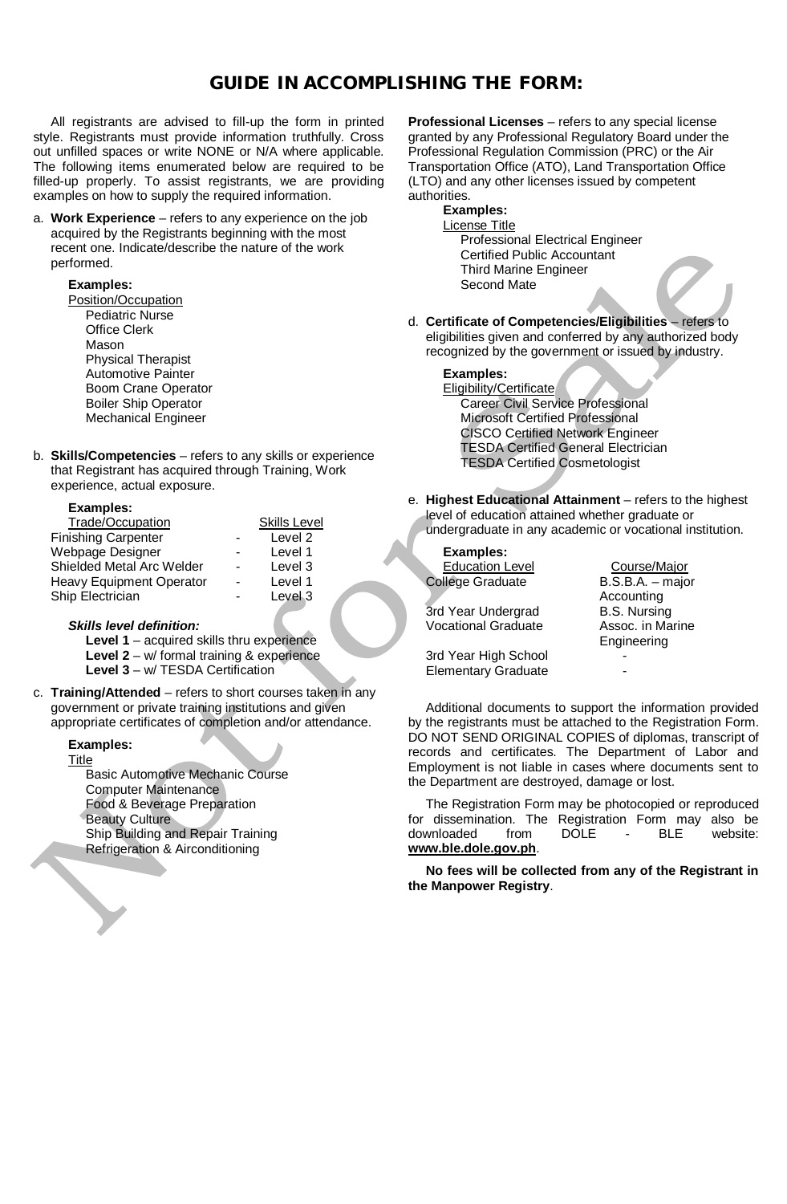# GUIDE IN ACCOMPLISHING THE FORM:

All registrants are advised to fill-up the form in printed style. Registrants must provide information truthfully. Cross out unfilled spaces or write NONE or N/A where applicable. The following items enumerated below are required to be filled-up properly. To assist registrants, we are providing examples on how to supply the required information.

a. **Work Experience** – refers to any experience on the job acquired by the Registrants beginning with the most recent one. Indicate/describe the nature of the work performed.

   **Examples:**

   Position/Occupation
   - Pediatric Nurse
   - Office Clerk
   - Mason
   - Physical Therapist
   - Automotive Painter
   - Boom Crane Operator
   - Boiler Ship Operator
   - Mechanical Engineer

b. **Skills/Competencies** – refers to any skills or experience that Registrant has acquired through Training, Work experience, actual exposure.

   **Examples:**

| Trade/Occupation | | Skills Level |
|---|---|---|
| Finishing Carpenter | - | Level 2 |
| Webpage Designer | - | Level 1 |
| Shielded Metal Arc Welder | - | Level 3 |
| Heavy Equipment Operator | - | Level 1 |
| Ship Electrician | - | Level 3 |

   ***Skills level definition:***

   **Level 1** – acquired skills thru experience
   **Level 2** – w/ formal training & experience
   **Level 3** – w/ TESDA Certification

c. **Training/Attended** – refers to short courses taken in any government or private training institutions and given appropriate certificates of completion and/or attendance.

   **Examples:**

   Title
   - Basic Automotive Mechanic Course
   - Computer Maintenance
   - Food & Beverage Preparation
   - Beauty Culture
   - Ship Building and Repair Training
   - Refrigeration & Airconditioning

**Professional Licenses** – refers to any special license granted by any Professional Regulatory Board under the Professional Regulation Commission (PRC) or the Air Transportation Office (ATO), Land Transportation Office (LTO) and any other licenses issued by competent authorities.

   **Examples:**

   License Title
   - Professional Electrical Engineer
   - Certified Public Accountant
   - Third Marine Engineer
   - Second Mate

d. **Certificate of Competencies/Eligibilities** – refers to eligibilities given and conferred by any authorized body recognized by the government or issued by industry.

   **Examples:**

   Eligibility/Certificate
   - Career Civil Service Professional
   - Microsoft Certified Professional
   - CISCO Certified Network Engineer
   - TESDA Certified General Electrician
   - TESDA Certified Cosmetologist

e. **Highest Educational Attainment** – refers to the highest level of education attained whether graduate or undergraduate in any academic or vocational institution.

   **Examples:**

| Education Level | Course/Major |
|---|---|
| College Graduate | B.S.B.A. – major Accounting |
| 3rd Year Undergrad | B.S. Nursing |
| Vocational Graduate | Assoc. in Marine Engineering |
| 3rd Year High School | - |
| Elementary Graduate | - |

Additional documents to support the information provided by the registrants must be attached to the Registration Form. DO NOT SEND ORIGINAL COPIES of diplomas, transcript of records and certificates. The Department of Labor and Employment is not liable in cases where documents sent to the Department are destroyed, damage or lost.

The Registration Form may be photocopied or reproduced for dissemination. The Registration Form may also be downloaded from DOLE - BLE website: **www.ble.dole.gov.ph**.

**No fees will be collected from any of the Registrant in the Manpower Registry**.